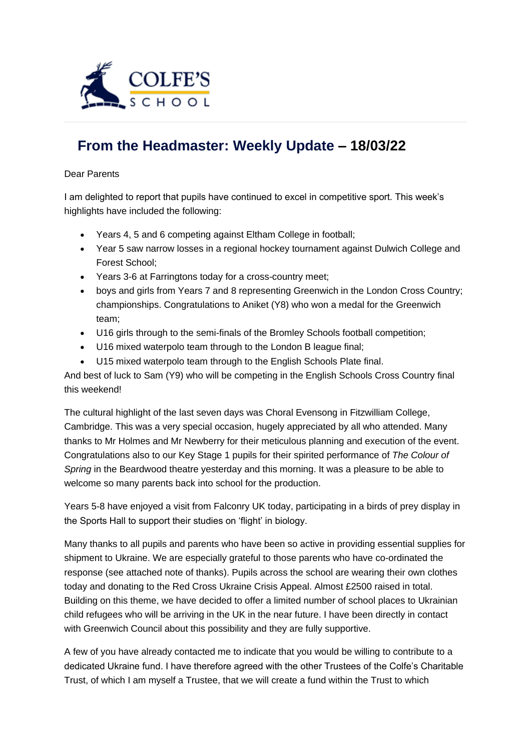# From the Headmaster: Weekly Update – 18/03/22

Dear Parents

I am delighted to report that pupils have continued to excel in competitive sport. This week's highlights have included the following:

- Years 4, 5 and 6 competing against Eltham College in football;
- Year 5 saw narrow losses in a regional hockey tournament against Dulwich College and Forest School;
- Years 3-6 at Farringtons today for a cross-country meet;
- boys and girls from Years 7 and 8 representing Greenwich in the London Cross Country; championships. Congratulations to Aniket (Y8) who won a medal for the Greenwich team;
- U16 girls through to the semi-finals of the Bromley Schools football competition;
- U16 mixed waterpolo team through to the London B league final;
- U15 mixed waterpolo team through to the English Schools Plate final.

And best of luck to Sam (Y9) who will be competing in the English Schools Cross Country final this weekend!

The cultural highlight of the last seven days was Choral Evensong in Fitzwilliam College, Cambridge. This was a very special occasion, hugely appreciated by all who attended. Many thanks to Mr Holmes and Mr Newberry for their meticulous planning and execution of the event. Congratulations also to our Key Stage 1 pupils for their spirited performance of *The Colour of Spring* in the Beardwood theatre yesterday and this morning. It was a pleasure to be able to welcome so many parents back into school for the production.

Years 5-8 have enjoyed a visit from Falconry UK today, participating in a birds of prey display in the Sports Hall to support their studies on 'flight' in biology.

Many thanks to all pupils and parents who have been so active in providing essential supplies for shipment to Ukraine. We are especially grateful to those parents who have co-ordinated the response (see attached note of thanks). Pupils across the school are wearing their own clothes today and donating to the Red Cross Ukraine Crisis Appeal. Almost £2500 raised in total. Building on this theme, we have decided to offer a limited number of school places to Ukrainian child refugees who will be arriving in the UK in the near future. I have been directly in contact with Greenwich Council about this possibility and they are fully supportive.

A few of you have already contacted me to indicate that you would be willing to contribute to a dedicated Ukraine fund. I have therefore agreed with the other Trustees of the Colfe's Charitable Trust, of which I am myself a Trustee, that we will create a fund within the Trust to which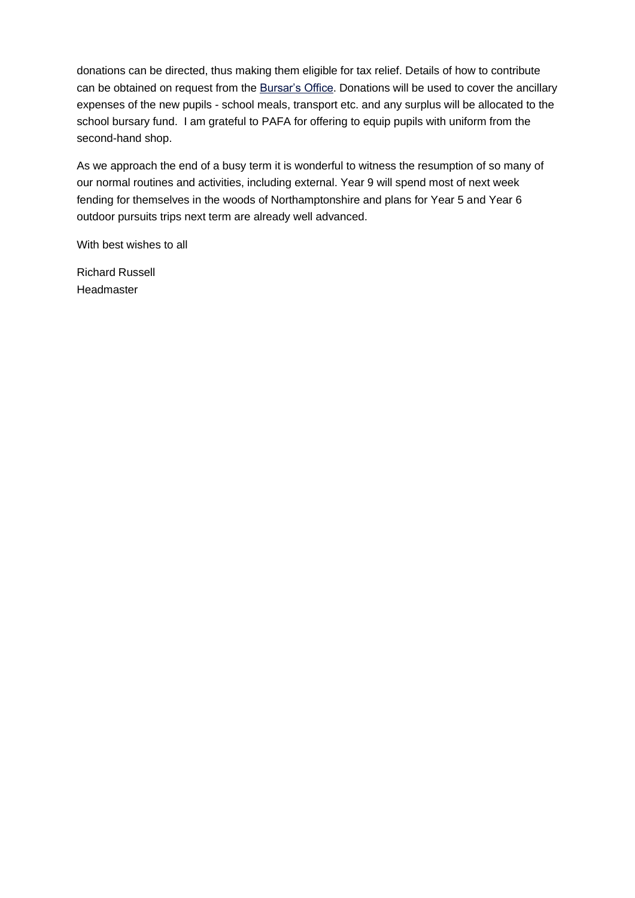donations can be directed, thus making them eligible for tax relief. Details of how to contribute can be obtained on request from the Bursar's Office. Donations will be used to cover the ancillary expenses of the new pupils - school meals, transport etc. and any surplus will be allocated to the school bursary fund. I am grateful to PAFA for offering to equip pupils with uniform from the second-hand shop.

As we approach the end of a busy term it is wonderful to witness the resumption of so many of our normal routines and activities, including external. Year 9 will spend most of next week fending for themselves in the woods of Northamptonshire and plans for Year 5 and Year 6 outdoor pursuits trips next term are already well advanced.

With best wishes to all

Richard Russell  
Headmaster